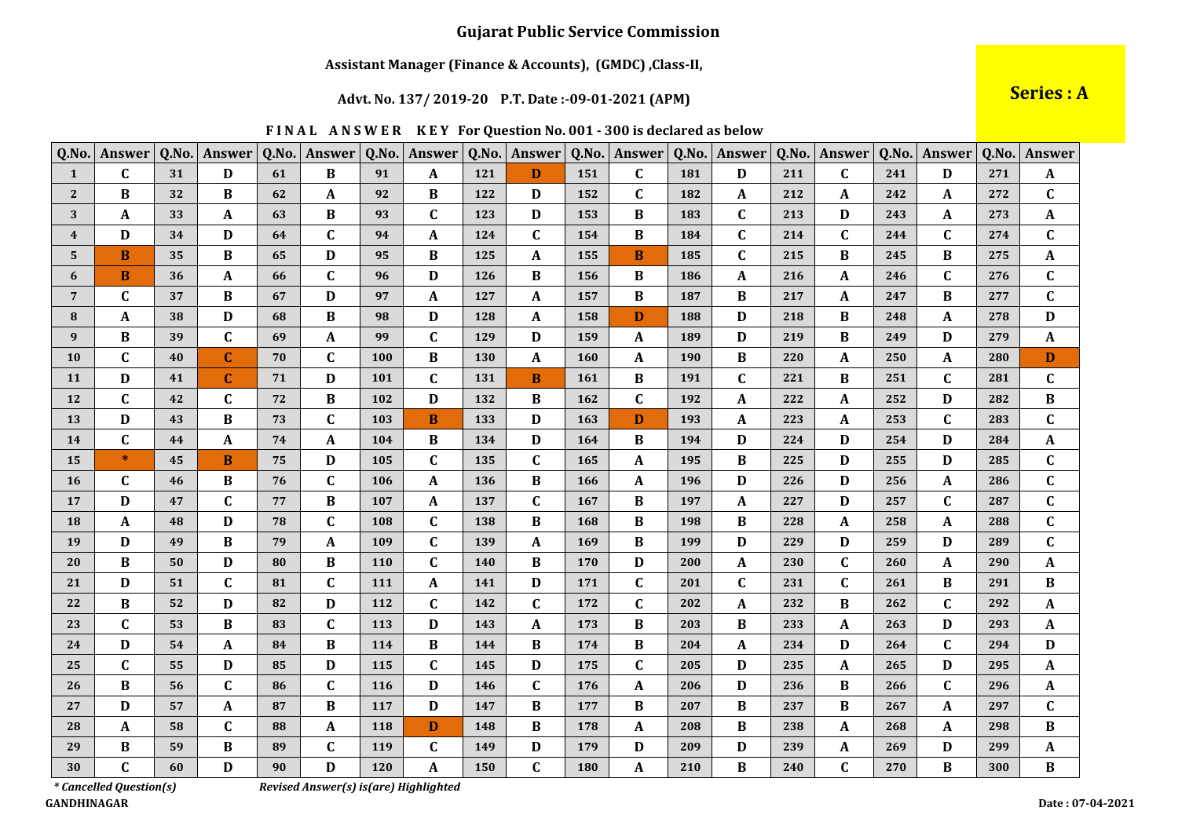# Gujarat Public Service Commission

**Assistant Manager (Finance & Accounts), (GMDC) ,Class-II,**

**Advt. No. 137/ 2019-20 P.T. Date :-09-01-2021 (APM)**

**Series : A**

**FINAL ANSWER KEY For Question No. 001 - 300 is declared as below**

| Q.No. | Answer | Q.No. | Answer | Q.No. | Answer | Q.No. | Answer | Q.No. | Answer | Q.No. | Answer | Q.No. | Answer | Q.No. | Answer | Q.No. | Answer | Q.No. | Answer |
|---|---|---|---|---|---|---|---|---|---|---|---|---|---|---|---|---|---|---|---|
| 1 | C | 31 | D | 61 | B | 91 | A | 121 | D | 151 | C | 181 | D | 211 | C | 241 | D | 271 | A |
| 2 | B | 32 | B | 62 | A | 92 | B | 122 | D | 152 | C | 182 | A | 212 | A | 242 | A | 272 | C |
| 3 | A | 33 | A | 63 | B | 93 | C | 123 | D | 153 | B | 183 | C | 213 | D | 243 | A | 273 | A |
| 4 | D | 34 | D | 64 | C | 94 | A | 124 | C | 154 | B | 184 | C | 214 | C | 244 | C | 274 | C |
| 5 | B | 35 | B | 65 | D | 95 | B | 125 | A | 155 | B | 185 | C | 215 | B | 245 | B | 275 | A |
| 6 | B | 36 | A | 66 | C | 96 | D | 126 | B | 156 | B | 186 | A | 216 | A | 246 | C | 276 | C |
| 7 | C | 37 | B | 67 | D | 97 | A | 127 | A | 157 | B | 187 | B | 217 | A | 247 | B | 277 | C |
| 8 | A | 38 | D | 68 | B | 98 | D | 128 | A | 158 | D | 188 | D | 218 | B | 248 | A | 278 | D |
| 9 | B | 39 | C | 69 | A | 99 | C | 129 | D | 159 | A | 189 | D | 219 | B | 249 | D | 279 | A |
| 10 | C | 40 | C | 70 | C | 100 | B | 130 | A | 160 | A | 190 | B | 220 | A | 250 | A | 280 | D |
| 11 | D | 41 | C | 71 | D | 101 | C | 131 | B | 161 | B | 191 | C | 221 | B | 251 | C | 281 | C |
| 12 | C | 42 | C | 72 | B | 102 | D | 132 | B | 162 | C | 192 | A | 222 | A | 252 | D | 282 | B |
| 13 | D | 43 | B | 73 | C | 103 | B | 133 | D | 163 | D | 193 | A | 223 | A | 253 | C | 283 | C |
| 14 | C | 44 | A | 74 | A | 104 | B | 134 | D | 164 | B | 194 | D | 224 | D | 254 | D | 284 | A |
| 15 | * | 45 | B | 75 | D | 105 | C | 135 | C | 165 | A | 195 | B | 225 | D | 255 | D | 285 | C |
| 16 | C | 46 | B | 76 | C | 106 | A | 136 | B | 166 | A | 196 | D | 226 | D | 256 | A | 286 | C |
| 17 | D | 47 | C | 77 | B | 107 | A | 137 | C | 167 | B | 197 | A | 227 | D | 257 | C | 287 | C |
| 18 | A | 48 | D | 78 | C | 108 | C | 138 | B | 168 | B | 198 | B | 228 | A | 258 | A | 288 | C |
| 19 | D | 49 | B | 79 | A | 109 | C | 139 | A | 169 | B | 199 | D | 229 | D | 259 | D | 289 | C |
| 20 | B | 50 | D | 80 | B | 110 | C | 140 | B | 170 | D | 200 | A | 230 | C | 260 | A | 290 | A |
| 21 | D | 51 | C | 81 | C | 111 | A | 141 | D | 171 | C | 201 | C | 231 | C | 261 | B | 291 | B |
| 22 | B | 52 | D | 82 | D | 112 | C | 142 | C | 172 | C | 202 | A | 232 | B | 262 | C | 292 | A |
| 23 | C | 53 | B | 83 | C | 113 | D | 143 | A | 173 | B | 203 | B | 233 | A | 263 | D | 293 | A |
| 24 | D | 54 | A | 84 | B | 114 | B | 144 | B | 174 | B | 204 | A | 234 | D | 264 | C | 294 | D |
| 25 | C | 55 | D | 85 | D | 115 | C | 145 | D | 175 | C | 205 | D | 235 | A | 265 | D | 295 | A |
| 26 | B | 56 | C | 86 | C | 116 | D | 146 | C | 176 | A | 206 | D | 236 | B | 266 | C | 296 | A |
| 27 | D | 57 | A | 87 | B | 117 | D | 147 | B | 177 | B | 207 | B | 237 | B | 267 | A | 297 | C |
| 28 | A | 58 | C | 88 | A | 118 | D | 148 | B | 178 | A | 208 | B | 238 | A | 268 | A | 298 | B |
| 29 | B | 59 | B | 89 | C | 119 | C | 149 | D | 179 | D | 209 | D | 239 | A | 269 | D | 299 | A |
| 30 | C | 60 | D | 90 | D | 120 | A | 150 | C | 180 | A | 210 | B | 240 | C | 270 | B | 300 | B |

*\* Cancelled Question(s)*  *Revised Answer(s) is(are) Highlighted*

**GANDHINAGAR**

**Date : 07-04-2021**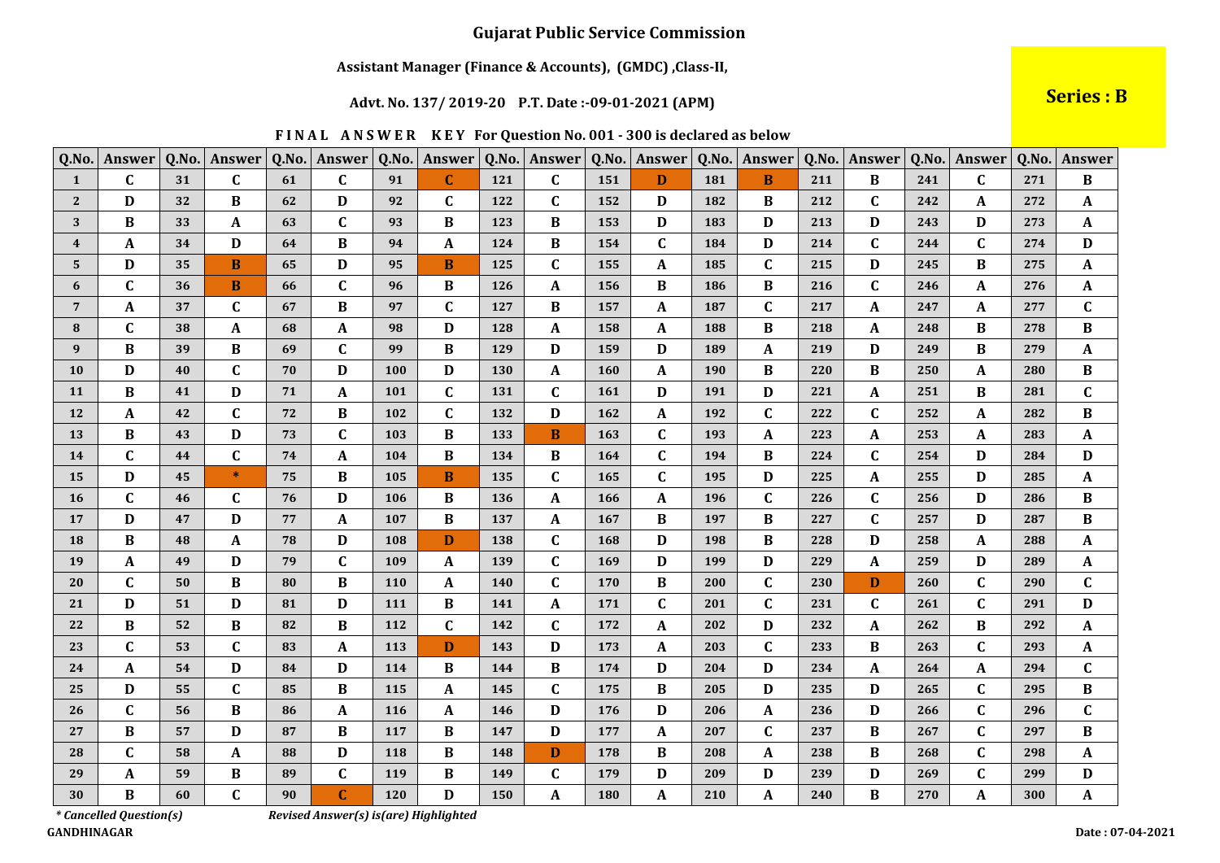# Gujarat Public Service Commission

## Assistant Manager (Finance & Accounts), (GMDC) ,Class-II,

### Advt. No. 137/ 2019-20 P.T. Date :-09-01-2021 (APM)

**Series : B**

**FINAL ANSWER KEY For Question No. 001 - 300 is declared as below**

| Q.No. | Answer | Q.No. | Answer | Q.No. | Answer | Q.No. | Answer | Q.No. | Answer | Q.No. | Answer | Q.No. | Answer | Q.No. | Answer | Q.No. | Answer | Q.No. | Answer |
|---|---|---|---|---|---|---|---|---|---|---|---|---|---|---|---|---|---|---|---|
| 1 | C | 31 | C | 61 | C | 91 | C | 121 | C | 151 | D | 181 | B | 211 | B | 241 | C | 271 | B |
| 2 | D | 32 | B | 62 | D | 92 | C | 122 | C | 152 | D | 182 | B | 212 | C | 242 | A | 272 | A |
| 3 | B | 33 | A | 63 | C | 93 | B | 123 | B | 153 | D | 183 | D | 213 | D | 243 | D | 273 | A |
| 4 | A | 34 | D | 64 | B | 94 | A | 124 | B | 154 | C | 184 | D | 214 | C | 244 | C | 274 | D |
| 5 | D | 35 | B | 65 | D | 95 | B | 125 | C | 155 | A | 185 | C | 215 | D | 245 | B | 275 | A |
| 6 | C | 36 | B | 66 | C | 96 | B | 126 | A | 156 | B | 186 | B | 216 | C | 246 | A | 276 | A |
| 7 | A | 37 | C | 67 | B | 97 | C | 127 | B | 157 | A | 187 | C | 217 | A | 247 | A | 277 | C |
| 8 | C | 38 | A | 68 | A | 98 | D | 128 | A | 158 | A | 188 | B | 218 | A | 248 | B | 278 | B |
| 9 | B | 39 | B | 69 | C | 99 | B | 129 | D | 159 | D | 189 | A | 219 | D | 249 | B | 279 | A |
| 10 | D | 40 | C | 70 | D | 100 | D | 130 | A | 160 | A | 190 | B | 220 | B | 250 | A | 280 | B |
| 11 | B | 41 | D | 71 | A | 101 | C | 131 | C | 161 | D | 191 | D | 221 | A | 251 | B | 281 | C |
| 12 | A | 42 | C | 72 | B | 102 | C | 132 | D | 162 | A | 192 | C | 222 | C | 252 | A | 282 | B |
| 13 | B | 43 | D | 73 | C | 103 | B | 133 | B | 163 | C | 193 | A | 223 | A | 253 | A | 283 | A |
| 14 | C | 44 | C | 74 | A | 104 | B | 134 | B | 164 | C | 194 | B | 224 | C | 254 | D | 284 | D |
| 15 | D | 45 | * | 75 | B | 105 | B | 135 | C | 165 | C | 195 | D | 225 | A | 255 | D | 285 | A |
| 16 | C | 46 | C | 76 | D | 106 | B | 136 | A | 166 | A | 196 | C | 226 | C | 256 | D | 286 | B |
| 17 | D | 47 | D | 77 | A | 107 | B | 137 | A | 167 | B | 197 | B | 227 | C | 257 | D | 287 | B |
| 18 | B | 48 | A | 78 | D | 108 | D | 138 | C | 168 | D | 198 | B | 228 | D | 258 | A | 288 | A |
| 19 | A | 49 | D | 79 | C | 109 | A | 139 | C | 169 | D | 199 | D | 229 | A | 259 | D | 289 | A |
| 20 | C | 50 | B | 80 | B | 110 | A | 140 | C | 170 | B | 200 | C | 230 | D | 260 | C | 290 | C |
| 21 | D | 51 | D | 81 | D | 111 | B | 141 | A | 171 | C | 201 | C | 231 | C | 261 | C | 291 | D |
| 22 | B | 52 | B | 82 | B | 112 | C | 142 | C | 172 | A | 202 | D | 232 | A | 262 | B | 292 | A |
| 23 | C | 53 | C | 83 | A | 113 | D | 143 | D | 173 | A | 203 | C | 233 | B | 263 | C | 293 | A |
| 24 | A | 54 | D | 84 | D | 114 | B | 144 | B | 174 | D | 204 | D | 234 | A | 264 | A | 294 | C |
| 25 | D | 55 | C | 85 | B | 115 | A | 145 | C | 175 | B | 205 | D | 235 | D | 265 | C | 295 | B |
| 26 | C | 56 | B | 86 | A | 116 | A | 146 | D | 176 | D | 206 | A | 236 | D | 266 | C | 296 | C |
| 27 | B | 57 | D | 87 | B | 117 | B | 147 | D | 177 | A | 207 | C | 237 | B | 267 | C | 297 | B |
| 28 | C | 58 | A | 88 | D | 118 | B | 148 | D | 178 | B | 208 | A | 238 | B | 268 | C | 298 | A |
| 29 | A | 59 | B | 89 | C | 119 | B | 149 | C | 179 | D | 209 | D | 239 | D | 269 | C | 299 | D |
| 30 | B | 60 | C | 90 | C | 120 | D | 150 | A | 180 | A | 210 | A | 240 | B | 270 | A | 300 | A |

*\* Cancelled Question(s)*     *Revised Answer(s) is(are) Highlighted*

**GANDHINAGAR**

**Date : 07-04-2021**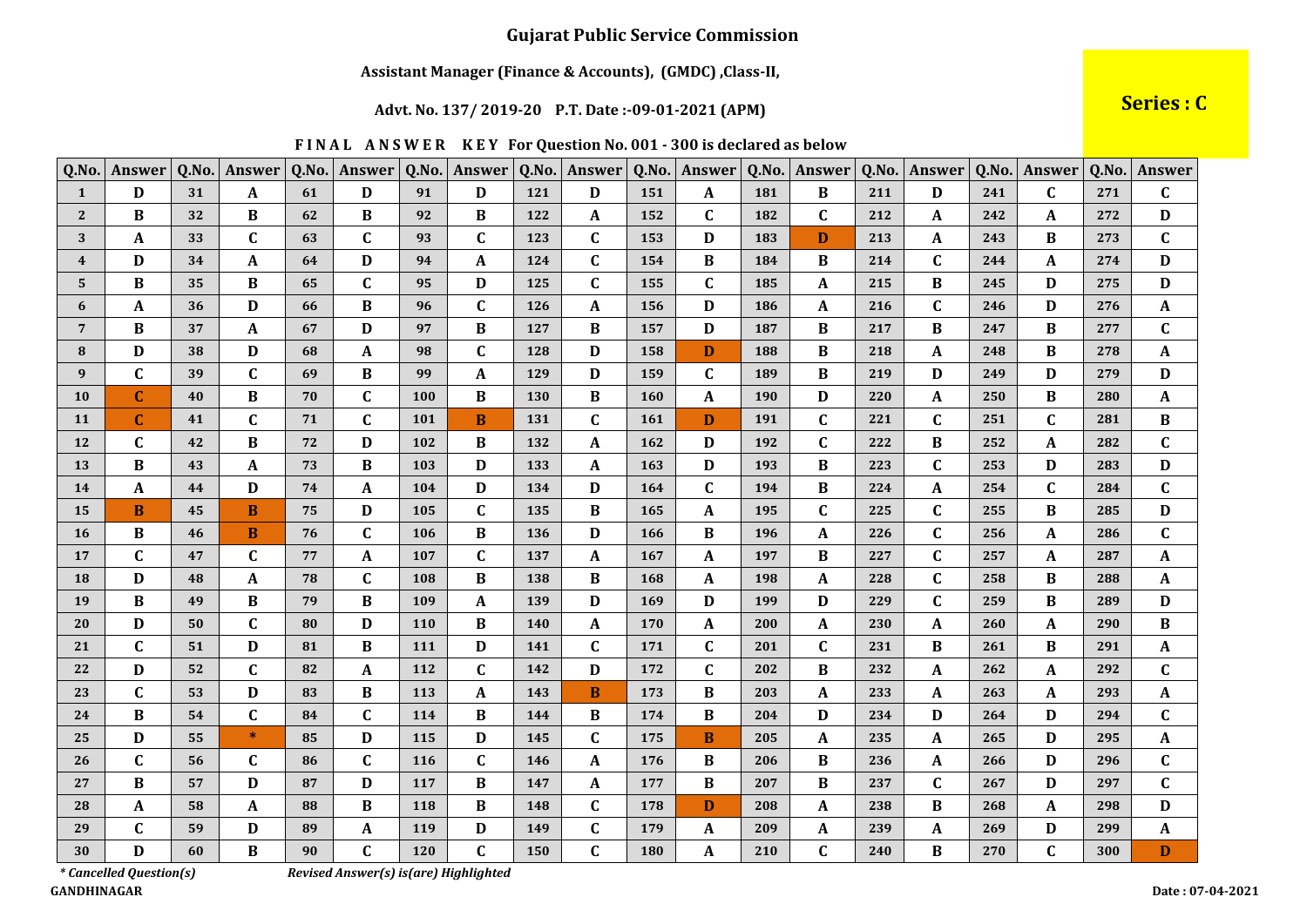# Gujarat Public Service Commission

## Assistant Manager (Finance & Accounts), (GMDC) ,Class-II,

### Advt. No. 137/ 2019-20 P.T. Date :-09-01-2021 (APM)

**Series : C**

**FINAL ANSWER KEY For Question No. 001 - 300 is declared as below**

| Q.No. | Answer | Q.No. | Answer | Q.No. | Answer | Q.No. | Answer | Q.No. | Answer | Q.No. | Answer | Q.No. | Answer | Q.No. | Answer | Q.No. | Answer | Q.No. | Answer |
|---|---|---|---|---|---|---|---|---|---|---|---|---|---|---|---|---|---|---|---|
| 1 | D | 31 | A | 61 | D | 91 | D | 121 | D | 151 | A | 181 | B | 211 | D | 241 | C | 271 | C |
| 2 | B | 32 | B | 62 | B | 92 | B | 122 | A | 152 | C | 182 | C | 212 | A | 242 | A | 272 | D |
| 3 | A | 33 | C | 63 | C | 93 | C | 123 | C | 153 | D | 183 | D | 213 | A | 243 | B | 273 | C |
| 4 | D | 34 | A | 64 | D | 94 | A | 124 | C | 154 | B | 184 | B | 214 | C | 244 | A | 274 | D |
| 5 | B | 35 | B | 65 | C | 95 | D | 125 | C | 155 | C | 185 | A | 215 | B | 245 | D | 275 | D |
| 6 | A | 36 | D | 66 | B | 96 | C | 126 | A | 156 | D | 186 | A | 216 | C | 246 | D | 276 | A |
| 7 | B | 37 | A | 67 | D | 97 | B | 127 | B | 157 | D | 187 | B | 217 | B | 247 | B | 277 | C |
| 8 | D | 38 | D | 68 | A | 98 | C | 128 | D | 158 | D | 188 | B | 218 | A | 248 | B | 278 | A |
| 9 | C | 39 | C | 69 | B | 99 | A | 129 | D | 159 | C | 189 | B | 219 | D | 249 | D | 279 | D |
| 10 | C | 40 | B | 70 | C | 100 | B | 130 | B | 160 | A | 190 | D | 220 | A | 250 | B | 280 | A |
| 11 | C | 41 | C | 71 | C | 101 | B | 131 | C | 161 | D | 191 | C | 221 | C | 251 | C | 281 | B |
| 12 | C | 42 | B | 72 | D | 102 | B | 132 | A | 162 | D | 192 | C | 222 | B | 252 | A | 282 | C |
| 13 | B | 43 | A | 73 | B | 103 | D | 133 | A | 163 | D | 193 | B | 223 | C | 253 | D | 283 | D |
| 14 | A | 44 | D | 74 | A | 104 | D | 134 | D | 164 | C | 194 | B | 224 | A | 254 | C | 284 | C |
| 15 | B | 45 | B | 75 | D | 105 | C | 135 | B | 165 | A | 195 | C | 225 | C | 255 | B | 285 | D |
| 16 | B | 46 | B | 76 | C | 106 | B | 136 | D | 166 | B | 196 | A | 226 | C | 256 | A | 286 | C |
| 17 | C | 47 | C | 77 | A | 107 | C | 137 | A | 167 | A | 197 | B | 227 | C | 257 | A | 287 | A |
| 18 | D | 48 | A | 78 | C | 108 | B | 138 | B | 168 | A | 198 | A | 228 | C | 258 | B | 288 | A |
| 19 | B | 49 | B | 79 | B | 109 | A | 139 | D | 169 | D | 199 | D | 229 | C | 259 | B | 289 | D |
| 20 | D | 50 | C | 80 | D | 110 | B | 140 | A | 170 | A | 200 | A | 230 | A | 260 | A | 290 | B |
| 21 | C | 51 | D | 81 | B | 111 | D | 141 | C | 171 | C | 201 | C | 231 | B | 261 | B | 291 | A |
| 22 | D | 52 | C | 82 | A | 112 | C | 142 | D | 172 | C | 202 | B | 232 | A | 262 | A | 292 | C |
| 23 | C | 53 | D | 83 | B | 113 | A | 143 | B | 173 | B | 203 | A | 233 | A | 263 | A | 293 | A |
| 24 | B | 54 | C | 84 | C | 114 | B | 144 | B | 174 | B | 204 | D | 234 | D | 264 | D | 294 | C |
| 25 | D | 55 | * | 85 | D | 115 | D | 145 | C | 175 | B | 205 | A | 235 | A | 265 | D | 295 | A |
| 26 | C | 56 | C | 86 | C | 116 | C | 146 | A | 176 | B | 206 | B | 236 | A | 266 | D | 296 | C |
| 27 | B | 57 | D | 87 | D | 117 | B | 147 | A | 177 | B | 207 | B | 237 | C | 267 | D | 297 | C |
| 28 | A | 58 | A | 88 | B | 118 | B | 148 | C | 178 | D | 208 | A | 238 | B | 268 | A | 298 | D |
| 29 | C | 59 | D | 89 | A | 119 | D | 149 | C | 179 | A | 209 | A | 239 | A | 269 | D | 299 | A |
| 30 | D | 60 | B | 90 | C | 120 | C | 150 | C | 180 | A | 210 | C | 240 | B | 270 | C | 300 | D |

*\* Cancelled Question(s)*  *Revised Answer(s) is(are) Highlighted*

**GANDHINAGAR**

**Date : 07-04-2021**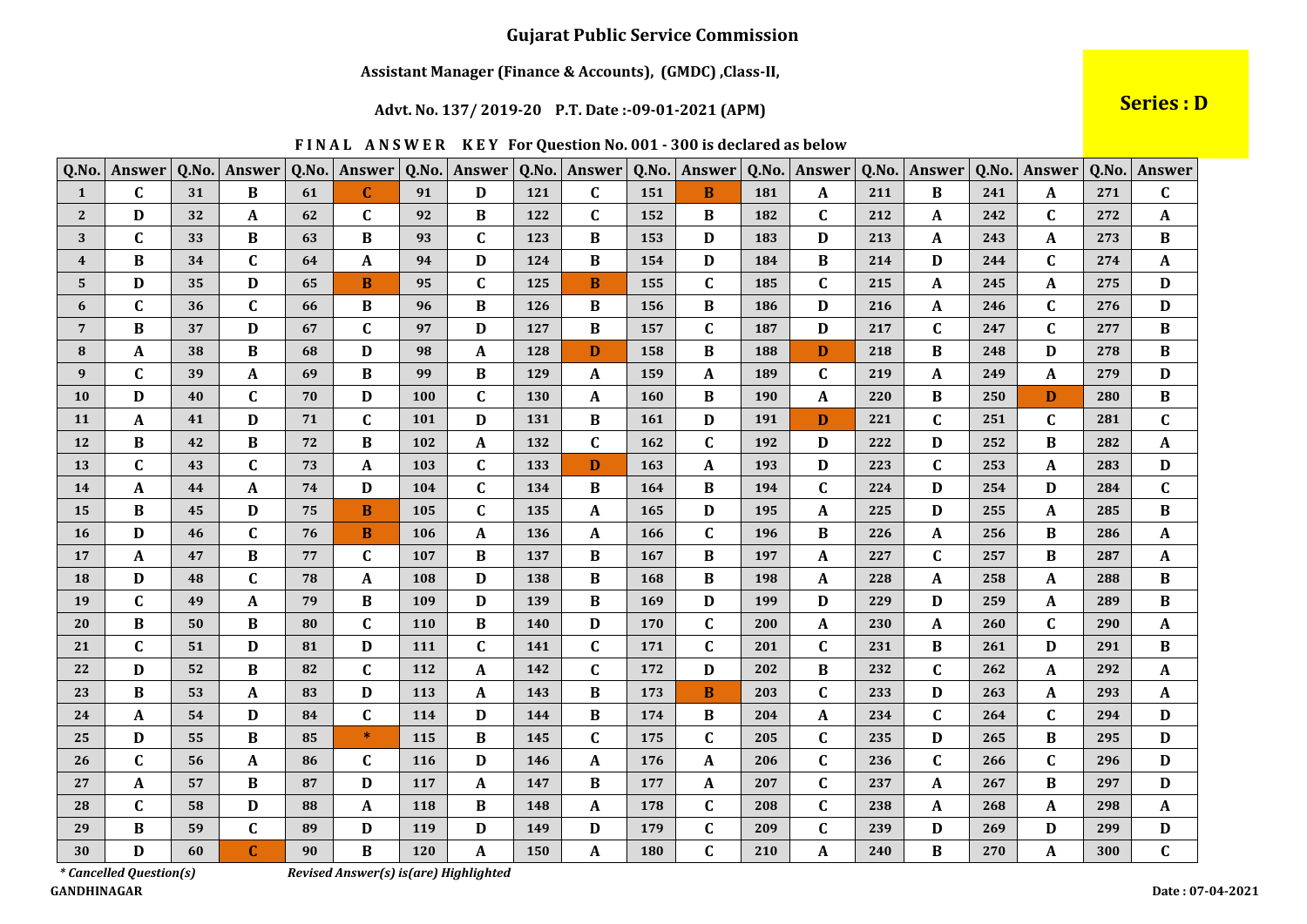# Gujarat Public Service Commission

**Assistant Manager (Finance & Accounts), (GMDC) ,Class-II,**

**Advt. No. 137/ 2019-20 P.T. Date :-09-01-2021 (APM)**

**Series : D**

**FINAL ANSWER KEY For Question No. 001 - 300 is declared as below**

| Q.No. | Answer | Q.No. | Answer | Q.No. | Answer | Q.No. | Answer | Q.No. | Answer | Q.No. | Answer | Q.No. | Answer | Q.No. | Answer | Q.No. | Answer | Q.No. | Answer |
|---|---|---|---|---|---|---|---|---|---|---|---|---|---|---|---|---|---|---|---|
| 1 | C | 31 | B | 61 | C | 91 | D | 121 | C | 151 | B | 181 | A | 211 | B | 241 | A | 271 | C |
| 2 | D | 32 | A | 62 | C | 92 | B | 122 | C | 152 | B | 182 | C | 212 | A | 242 | C | 272 | A |
| 3 | C | 33 | B | 63 | B | 93 | C | 123 | B | 153 | D | 183 | D | 213 | A | 243 | A | 273 | B |
| 4 | B | 34 | C | 64 | A | 94 | D | 124 | B | 154 | D | 184 | B | 214 | D | 244 | C | 274 | A |
| 5 | D | 35 | D | 65 | B | 95 | C | 125 | B | 155 | C | 185 | C | 215 | A | 245 | A | 275 | D |
| 6 | C | 36 | C | 66 | B | 96 | B | 126 | B | 156 | B | 186 | D | 216 | A | 246 | C | 276 | D |
| 7 | B | 37 | D | 67 | C | 97 | D | 127 | B | 157 | C | 187 | D | 217 | C | 247 | C | 277 | B |
| 8 | A | 38 | B | 68 | D | 98 | A | 128 | D | 158 | B | 188 | D | 218 | B | 248 | D | 278 | B |
| 9 | C | 39 | A | 69 | B | 99 | B | 129 | A | 159 | A | 189 | C | 219 | A | 249 | A | 279 | D |
| 10 | D | 40 | C | 70 | D | 100 | C | 130 | A | 160 | B | 190 | A | 220 | B | 250 | D | 280 | B |
| 11 | A | 41 | D | 71 | C | 101 | D | 131 | B | 161 | D | 191 | D | 221 | C | 251 | C | 281 | C |
| 12 | B | 42 | B | 72 | B | 102 | A | 132 | C | 162 | C | 192 | D | 222 | D | 252 | B | 282 | A |
| 13 | C | 43 | C | 73 | A | 103 | C | 133 | D | 163 | A | 193 | D | 223 | C | 253 | A | 283 | D |
| 14 | A | 44 | A | 74 | D | 104 | C | 134 | B | 164 | B | 194 | C | 224 | D | 254 | D | 284 | C |
| 15 | B | 45 | D | 75 | B | 105 | C | 135 | A | 165 | D | 195 | A | 225 | D | 255 | A | 285 | B |
| 16 | D | 46 | C | 76 | B | 106 | A | 136 | A | 166 | C | 196 | B | 226 | A | 256 | B | 286 | A |
| 17 | A | 47 | B | 77 | C | 107 | B | 137 | B | 167 | B | 197 | A | 227 | C | 257 | B | 287 | A |
| 18 | D | 48 | C | 78 | A | 108 | D | 138 | B | 168 | B | 198 | A | 228 | A | 258 | A | 288 | B |
| 19 | C | 49 | A | 79 | B | 109 | D | 139 | B | 169 | D | 199 | D | 229 | D | 259 | A | 289 | B |
| 20 | B | 50 | B | 80 | C | 110 | B | 140 | D | 170 | C | 200 | A | 230 | A | 260 | C | 290 | A |
| 21 | C | 51 | D | 81 | D | 111 | C | 141 | C | 171 | C | 201 | C | 231 | B | 261 | D | 291 | B |
| 22 | D | 52 | B | 82 | C | 112 | A | 142 | C | 172 | D | 202 | B | 232 | C | 262 | A | 292 | A |
| 23 | B | 53 | A | 83 | D | 113 | A | 143 | B | 173 | B | 203 | C | 233 | D | 263 | A | 293 | A |
| 24 | A | 54 | D | 84 | C | 114 | D | 144 | B | 174 | B | 204 | A | 234 | C | 264 | C | 294 | D |
| 25 | D | 55 | B | 85 | * | 115 | B | 145 | C | 175 | C | 205 | C | 235 | D | 265 | B | 295 | D |
| 26 | C | 56 | A | 86 | C | 116 | D | 146 | A | 176 | A | 206 | C | 236 | C | 266 | C | 296 | D |
| 27 | A | 57 | B | 87 | D | 117 | A | 147 | B | 177 | A | 207 | C | 237 | A | 267 | B | 297 | D |
| 28 | C | 58 | D | 88 | A | 118 | B | 148 | A | 178 | C | 208 | C | 238 | A | 268 | A | 298 | A |
| 29 | B | 59 | C | 89 | D | 119 | D | 149 | D | 179 | C | 209 | C | 239 | D | 269 | D | 299 | D |
| 30 | D | 60 | C | 90 | B | 120 | A | 150 | A | 180 | C | 210 | A | 240 | B | 270 | A | 300 | C |

*\* Cancelled Question(s)*     *Revised Answer(s) is(are) Highlighted*

**GANDHINAGAR**

**Date : 07-04-2021**